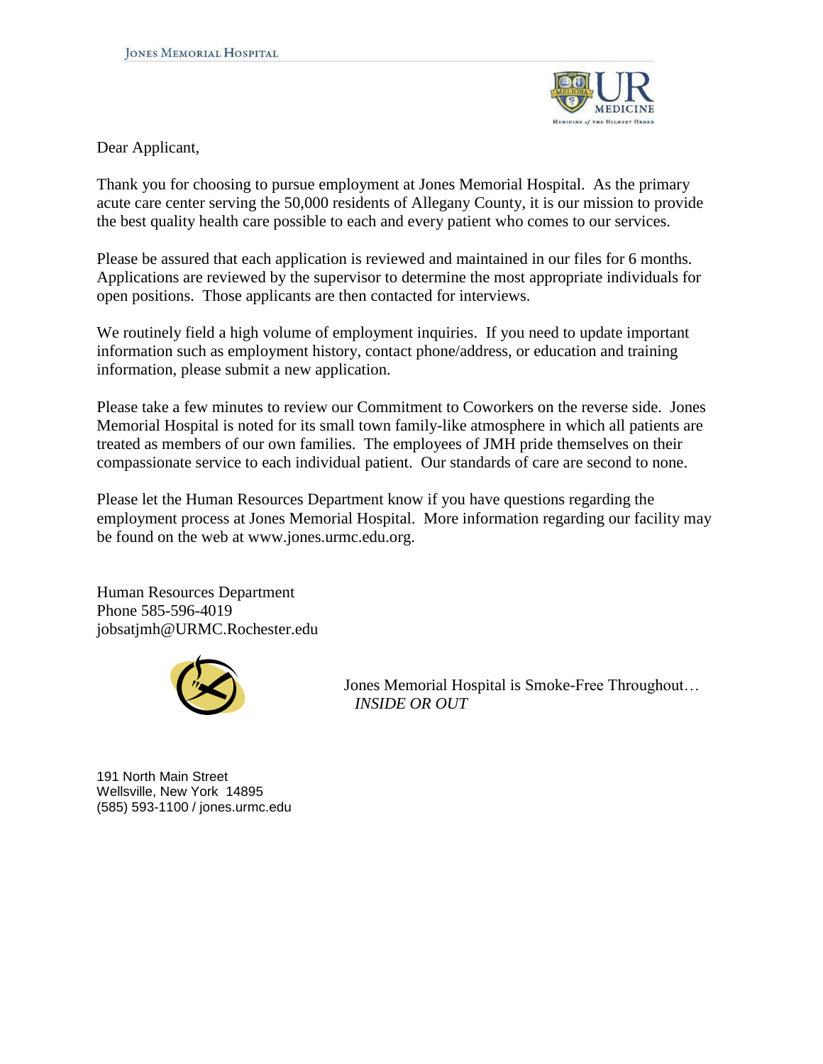JONES MEMORIAL HOSPITAL

Dear Applicant,

Thank you for choosing to pursue employment at Jones Memorial Hospital. As the primary acute care center serving the 50,000 residents of Allegany County, it is our mission to provide the best quality health care possible to each and every patient who comes to our services.

Please be assured that each application is reviewed and maintained in our files for 6 months. Applications are reviewed by the supervisor to determine the most appropriate individuals for open positions. Those applicants are then contacted for interviews.

We routinely field a high volume of employment inquiries. If you need to update important information such as employment history, contact phone/address, or education and training information, please submit a new application.

Please take a few minutes to review our Commitment to Coworkers on the reverse side. Jones Memorial Hospital is noted for its small town family-like atmosphere in which all patients are treated as members of our own families. The employees of JMH pride themselves on their compassionate service to each individual patient. Our standards of care are second to none.

Please let the Human Resources Department know if you have questions regarding the employment process at Jones Memorial Hospital. More information regarding our facility may be found on the web at www.jones.urmc.edu.org.

Human Resources Department
Phone 585-596-4019
jobsatjmh@URMC.Rochester.edu

Jones Memorial Hospital is Smoke-Free Throughout…
*INSIDE OR OUT*

191 North Main Street
Wellsville, New York 14895
(585) 593-1100 / jones.urmc.edu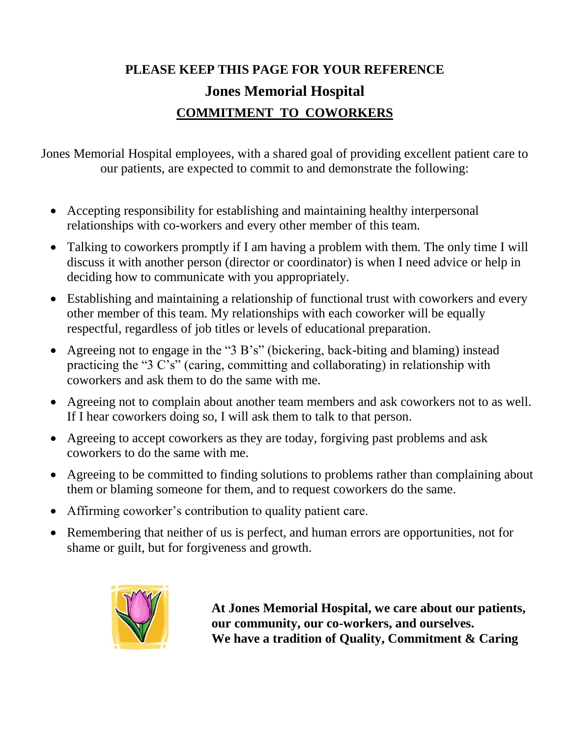**PLEASE KEEP THIS PAGE FOR YOUR REFERENCE**

# Jones Memorial Hospital

## COMMITMENT TO COWORKERS

Jones Memorial Hospital employees, with a shared goal of providing excellent patient care to our patients, are expected to commit to and demonstrate the following:

- Accepting responsibility for establishing and maintaining healthy interpersonal relationships with co-workers and every other member of this team.
- Talking to coworkers promptly if I am having a problem with them. The only time I will discuss it with another person (director or coordinator) is when I need advice or help in deciding how to communicate with you appropriately.
- Establishing and maintaining a relationship of functional trust with coworkers and every other member of this team. My relationships with each coworker will be equally respectful, regardless of job titles or levels of educational preparation.
- Agreeing not to engage in the "3 B's" (bickering, back-biting and blaming) instead practicing the "3 C's" (caring, committing and collaborating) in relationship with coworkers and ask them to do the same with me.
- Agreeing not to complain about another team members and ask coworkers not to as well. If I hear coworkers doing so, I will ask them to talk to that person.
- Agreeing to accept coworkers as they are today, forgiving past problems and ask coworkers to do the same with me.
- Agreeing to be committed to finding solutions to problems rather than complaining about them or blaming someone for them, and to request coworkers do the same.
- Affirming coworker's contribution to quality patient care.
- Remembering that neither of us is perfect, and human errors are opportunities, not for shame or guilt, but for forgiveness and growth.

**At Jones Memorial Hospital, we care about our patients, our community, our co-workers, and ourselves.**
**We have a tradition of Quality, Commitment & Caring**